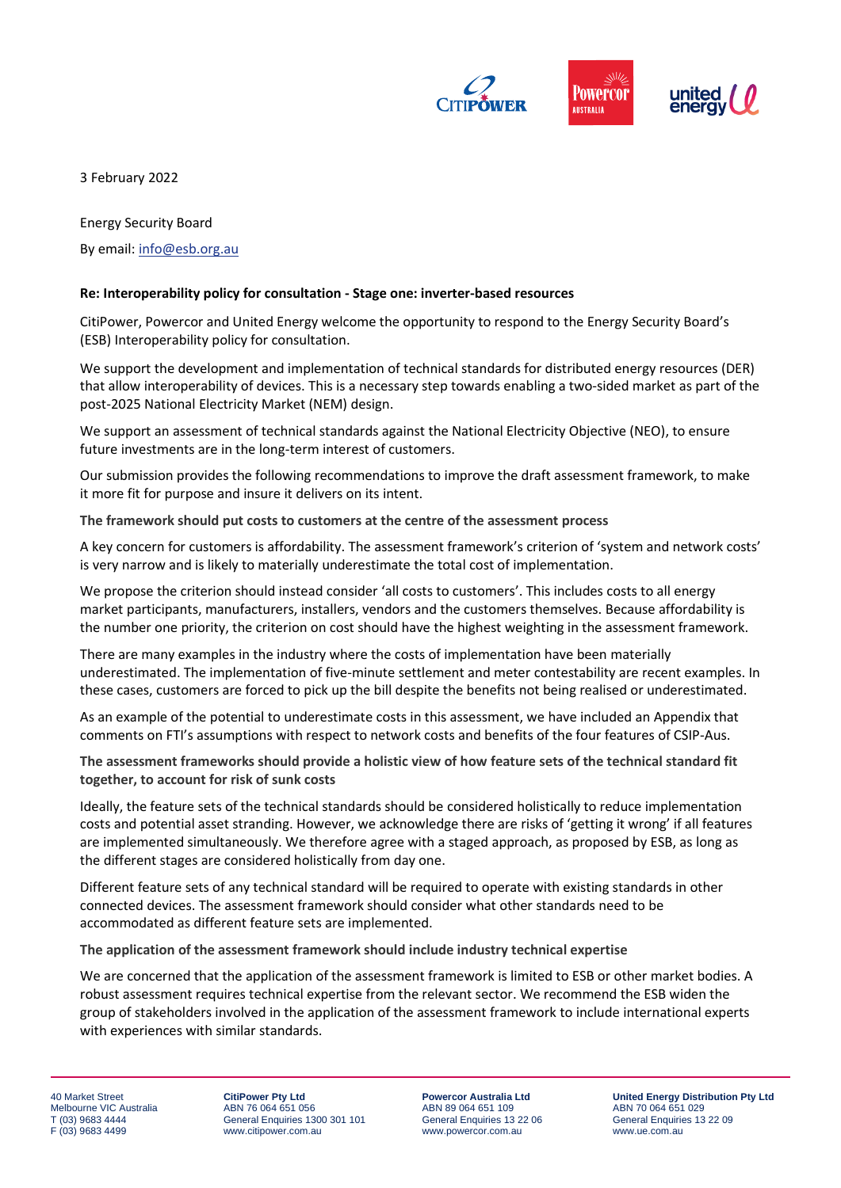3 February 2022

Energy Security Board

By email: info@esb.org.au

**Re: Interoperability policy for consultation - Stage one: inverter-based resources**

CitiPower, Powercor and United Energy welcome the opportunity to respond to the Energy Security Board's (ESB) Interoperability policy for consultation.

We support the development and implementation of technical standards for distributed energy resources (DER) that allow interoperability of devices. This is a necessary step towards enabling a two-sided market as part of the post-2025 National Electricity Market (NEM) design.

We support an assessment of technical standards against the National Electricity Objective (NEO), to ensure future investments are in the long-term interest of customers.

Our submission provides the following recommendations to improve the draft assessment framework, to make it more fit for purpose and insure it delivers on its intent.

**The framework should put costs to customers at the centre of the assessment process**

A key concern for customers is affordability. The assessment framework's criterion of 'system and network costs' is very narrow and is likely to materially underestimate the total cost of implementation.

We propose the criterion should instead consider 'all costs to customers'. This includes costs to all energy market participants, manufacturers, installers, vendors and the customers themselves. Because affordability is the number one priority, the criterion on cost should have the highest weighting in the assessment framework.

There are many examples in the industry where the costs of implementation have been materially underestimated. The implementation of five-minute settlement and meter contestability are recent examples. In these cases, customers are forced to pick up the bill despite the benefits not being realised or underestimated.

As an example of the potential to underestimate costs in this assessment, we have included an Appendix that comments on FTI's assumptions with respect to network costs and benefits of the four features of CSIP-Aus.

**The assessment frameworks should provide a holistic view of how feature sets of the technical standard fit together, to account for risk of sunk costs**

Ideally, the feature sets of the technical standards should be considered holistically to reduce implementation costs and potential asset stranding. However, we acknowledge there are risks of 'getting it wrong' if all features are implemented simultaneously. We therefore agree with a staged approach, as proposed by ESB, as long as the different stages are considered holistically from day one.

Different feature sets of any technical standard will be required to operate with existing standards in other connected devices. The assessment framework should consider what other standards need to be accommodated as different feature sets are implemented.

**The application of the assessment framework should include industry technical expertise**

We are concerned that the application of the assessment framework is limited to ESB or other market bodies. A robust assessment requires technical expertise from the relevant sector. We recommend the ESB widen the group of stakeholders involved in the application of the assessment framework to include international experts with experiences with similar standards.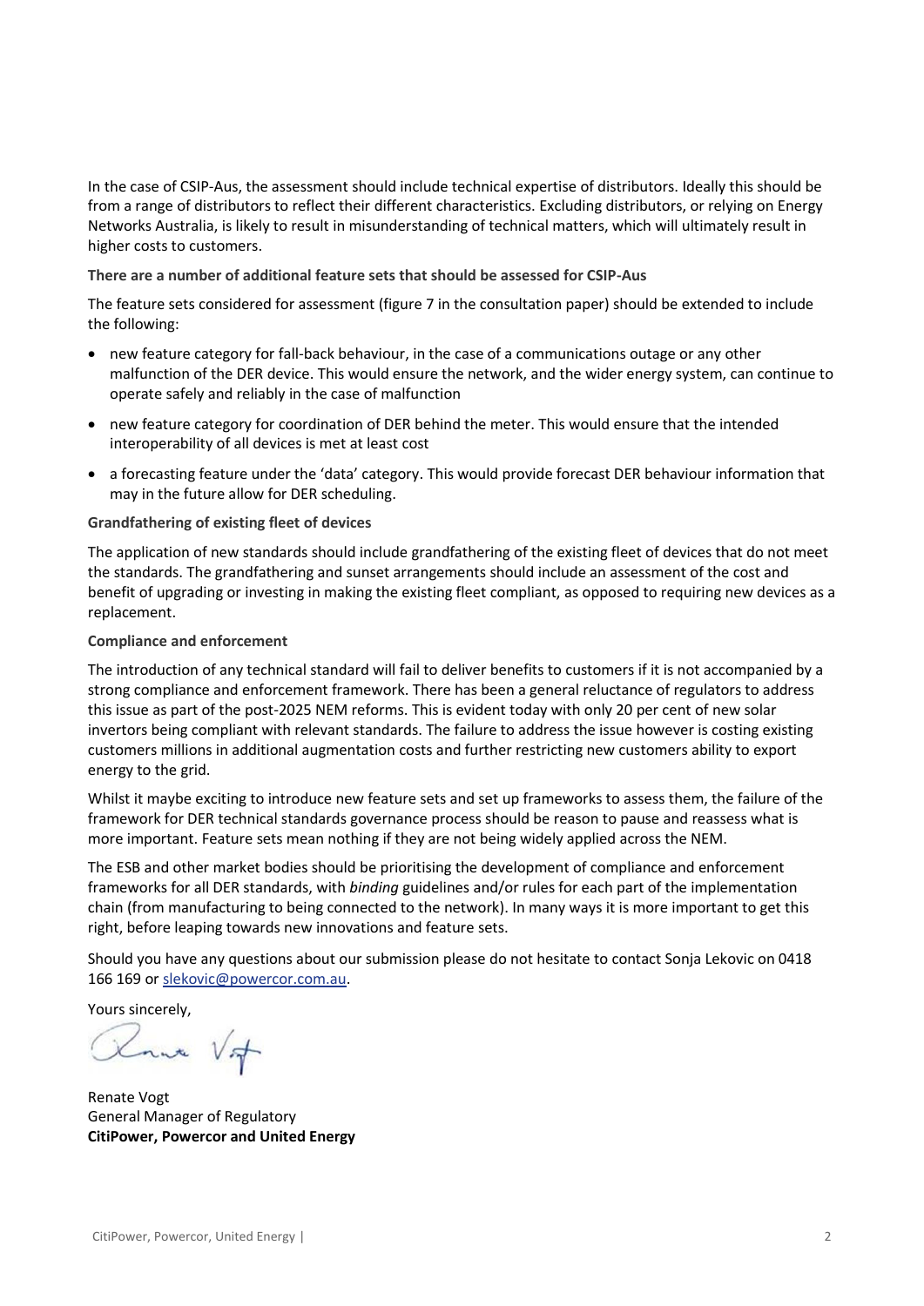In the case of CSIP-Aus, the assessment should include technical expertise of distributors. Ideally this should be from a range of distributors to reflect their different characteristics. Excluding distributors, or relying on Energy Networks Australia, is likely to result in misunderstanding of technical matters, which will ultimately result in higher costs to customers.

**There are a number of additional feature sets that should be assessed for CSIP-Aus**

The feature sets considered for assessment (figure 7 in the consultation paper) should be extended to include the following:

- new feature category for fall-back behaviour, in the case of a communications outage or any other malfunction of the DER device. This would ensure the network, and the wider energy system, can continue to operate safely and reliably in the case of malfunction
- new feature category for coordination of DER behind the meter. This would ensure that the intended interoperability of all devices is met at least cost
- a forecasting feature under the 'data' category. This would provide forecast DER behaviour information that may in the future allow for DER scheduling.

**Grandfathering of existing fleet of devices**

The application of new standards should include grandfathering of the existing fleet of devices that do not meet the standards. The grandfathering and sunset arrangements should include an assessment of the cost and benefit of upgrading or investing in making the existing fleet compliant, as opposed to requiring new devices as a replacement.

**Compliance and enforcement**

The introduction of any technical standard will fail to deliver benefits to customers if it is not accompanied by a strong compliance and enforcement framework. There has been a general reluctance of regulators to address this issue as part of the post-2025 NEM reforms. This is evident today with only 20 per cent of new solar invertors being compliant with relevant standards. The failure to address the issue however is costing existing customers millions in additional augmentation costs and further restricting new customers ability to export energy to the grid.

Whilst it maybe exciting to introduce new feature sets and set up frameworks to assess them, the failure of the framework for DER technical standards governance process should be reason to pause and reassess what is more important. Feature sets mean nothing if they are not being widely applied across the NEM.

The ESB and other market bodies should be prioritising the development of compliance and enforcement frameworks for all DER standards, with *binding* guidelines and/or rules for each part of the implementation chain (from manufacturing to being connected to the network). In many ways it is more important to get this right, before leaping towards new innovations and feature sets.

Should you have any questions about our submission please do not hesitate to contact Sonja Lekovic on 0418 166 169 or slekovic@powercor.com.au.

Yours sincerely,

Renate Vogt
General Manager of Regulatory
**CitiPower, Powercor and United Energy**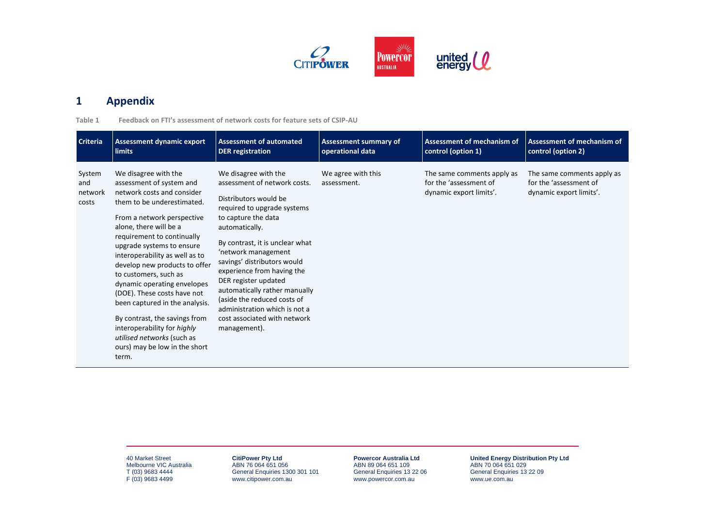# 1 Appendix

Table 1 Feedback on FTI's assessment of network costs for feature sets of CSIP-AU

| Criteria | Assessment dynamic export limits | Assessment of automated DER registration | Assessment summary of operational data | Assessment of mechanism of control (option 1) | Assessment of mechanism of control (option 2) |
|---|---|---|---|---|---|
| System and network costs | We disagree with the assessment of system and network costs and consider them to be underestimated.<br><br>From a network perspective alone, there will be a requirement to continually upgrade systems to ensure interoperability as well as to develop new products to offer to customers, such as dynamic operating envelopes (DOE). These costs have not been captured in the analysis.<br><br>By contrast, the savings from interoperability for *highly utilised networks* (such as ours) may be low in the short term. | We disagree with the assessment of network costs.<br><br>Distributors would be required to upgrade systems to capture the data automatically.<br><br>By contrast, it is unclear what 'network management savings' distributors would experience from having the DER register updated automatically rather manually (aside the reduced costs of administration which is not a cost associated with network management). | We agree with this assessment. | The same comments apply as for the 'assessment of dynamic export limits'. | The same comments apply as for the 'assessment of dynamic export limits'. |